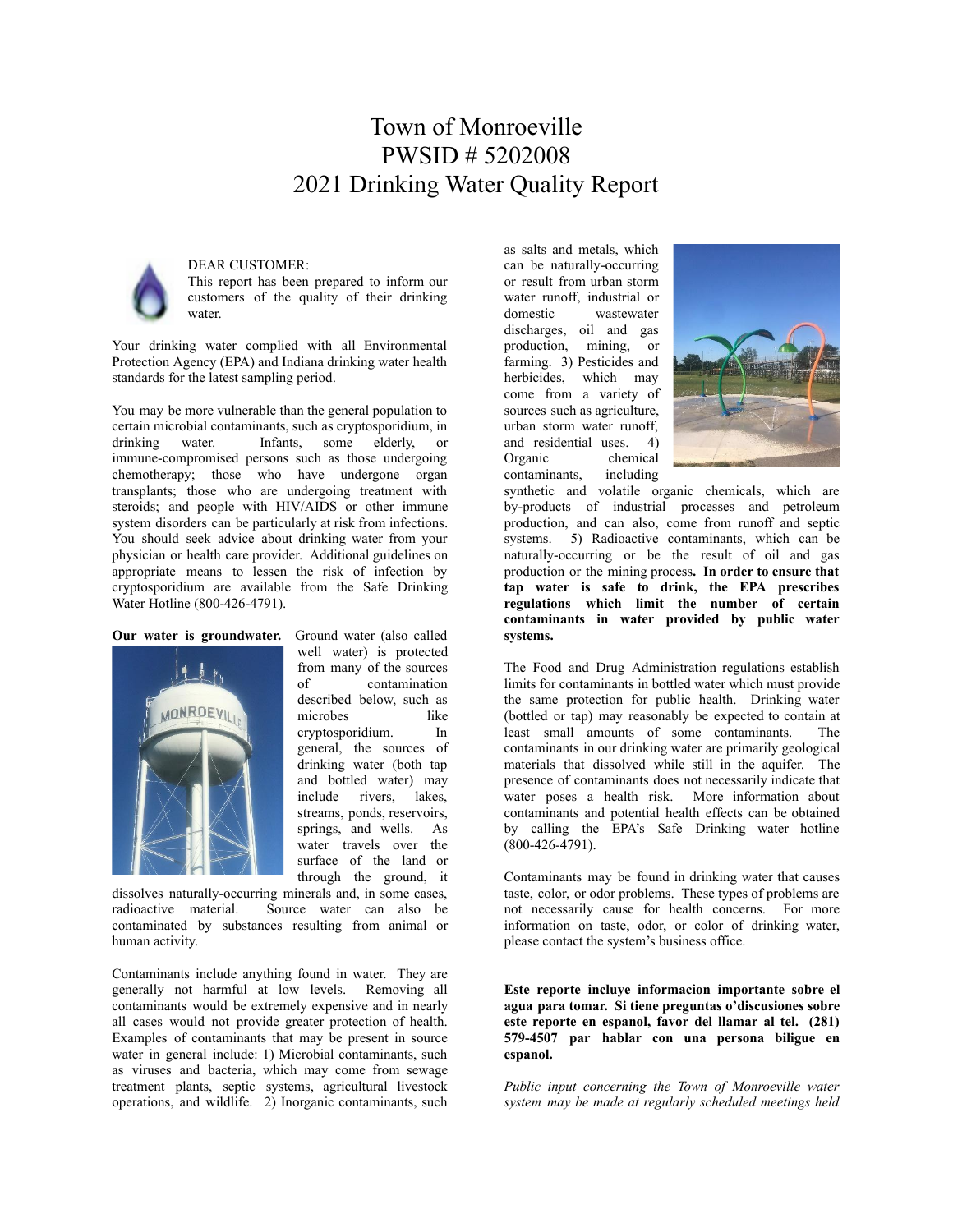# Town of Monroeville
# PWSID # 5202008
# 2021 Drinking Water Quality Report

DEAR CUSTOMER:
This report has been prepared to inform our customers of the quality of their drinking water.

Your drinking water complied with all Environmental Protection Agency (EPA) and Indiana drinking water health standards for the latest sampling period.

You may be more vulnerable than the general population to certain microbial contaminants, such as cryptosporidium, in drinking water. Infants, some elderly, or immune-compromised persons such as those undergoing chemotherapy; those who have undergone organ transplants; those who are undergoing treatment with steroids; and people with HIV/AIDS or other immune system disorders can be particularly at risk from infections. You should seek advice about drinking water from your physician or health care provider. Additional guidelines on appropriate means to lessen the risk of infection by cryptosporidium are available from the Safe Drinking Water Hotline (800-426-4791).

**Our water is groundwater.** Ground water (also called well water) is protected from many of the sources of contamination described below, such as microbes like cryptosporidium. In general, the sources of drinking water (both tap and bottled water) may include rivers, lakes, streams, ponds, reservoirs, springs, and wells. As water travels over the surface of the land or through the ground, it dissolves naturally-occurring minerals and, in some cases, radioactive material. Source water can also be contaminated by substances resulting from animal or human activity.

Contaminants include anything found in water. They are generally not harmful at low levels. Removing all contaminants would be extremely expensive and in nearly all cases would not provide greater protection of health. Examples of contaminants that may be present in source water in general include: 1) Microbial contaminants, such as viruses and bacteria, which may come from sewage treatment plants, septic systems, agricultural livestock operations, and wildlife. 2) Inorganic contaminants, such as salts and metals, which can be naturally-occurring or result from urban storm water runoff, industrial or domestic wastewater discharges, oil and gas production, mining, or farming. 3) Pesticides and herbicides, which may come from a variety of sources such as agriculture, urban storm water runoff, and residential uses. 4) Organic chemical contaminants, including synthetic and volatile organic chemicals, which are by-products of industrial processes and petroleum production, and can also, come from runoff and septic systems. 5) Radioactive contaminants, which can be naturally-occurring or be the result of oil and gas production or the mining process**. In order to ensure that tap water is safe to drink, the EPA prescribes regulations which limit the number of certain contaminants in water provided by public water systems.**

The Food and Drug Administration regulations establish limits for contaminants in bottled water which must provide the same protection for public health. Drinking water (bottled or tap) may reasonably be expected to contain at least small amounts of some contaminants. The contaminants in our drinking water are primarily geological materials that dissolved while still in the aquifer. The presence of contaminants does not necessarily indicate that water poses a health risk. More information about contaminants and potential health effects can be obtained by calling the EPA's Safe Drinking water hotline (800-426-4791).

Contaminants may be found in drinking water that causes taste, color, or odor problems. These types of problems are not necessarily cause for health concerns. For more information on taste, odor, or color of drinking water, please contact the system's business office.

**Este reporte incluye informacion importante sobre el agua para tomar. Si tiene preguntas o'discusiones sobre este reporte en espanol, favor del llamar al tel. (281) 579-4507 par hablar con una persona biligue en espanol.**

*Public input concerning the Town of Monroeville water system may be made at regularly scheduled meetings held*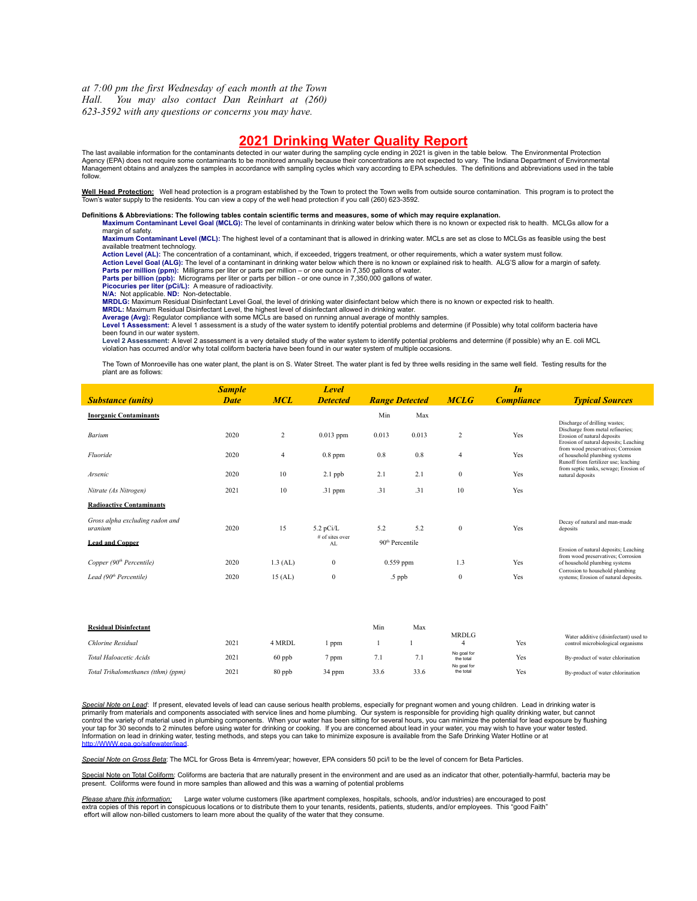*at 7:00 pm the first Wednesday of each month at the Town Hall. You may also contact Dan Reinhart at (260) 623-3592 with any questions or concerns you may have.*

# 2021 Drinking Water Quality Report

The last available information for the contaminants detected in our water during the sampling cycle ending in 2021 is given in the table below. The Environmental Protection Agency (EPA) does not require some contaminants to be monitored annually because their concentrations are not expected to vary. The Indiana Department of Environmental Management obtains and analyzes the samples in accordance with sampling cycles which vary according to EPA schedules. The definitions and abbreviations used in the table follow.

**Well Head Protection:** Well head protection is a program established by the Town to protect the Town wells from outside source contamination. This program is to protect the Town's water supply to the residents. You can view a copy of the well head protection if you call (260) 623-3592.

**Definitions & Abbreviations: The following tables contain scientific terms and measures, some of which may require explanation.**

**Maximum Contaminant Level Goal (MCLG):** The level of contaminants in drinking water below which there is no known or expected risk to health. MCLGs allow for a margin of safety.
**Maximum Contaminant Level (MCL):** The highest level of a contaminant that is allowed in drinking water. MCLs are set as close to MCLGs as feasible using the best available treatment technology.
**Action Level (AL):** The concentration of a contaminant, which, if exceeded, triggers treatment, or other requirements, which a water system must follow.
**Action Level Goal (ALG):** The level of a contaminant in drinking water below which there is no known or explained risk to health. ALG'S allow for a margin of safety.
**Parts per million (ppm):** Milligrams per liter or parts per million – or one ounce in 7,350 gallons of water.
**Parts per billion (ppb):** Micrograms per liter or parts per billion - or one ounce in 7,350,000 gallons of water.
**Picocuries per liter (pCi/L):** A measure of radioactivity.
**N/A:** Not applicable. **ND:** Non-detectable.
**MRDLG:** Maximum Residual Disinfectant Level Goal, the level of drinking water disinfectant below which there is no known or expected risk to health.
**MRDL:** Maximum Residual Disinfectant Level, the highest level of disinfectant allowed in drinking water.
**Average (Avg):** Regulator compliance with some MCLs are based on running annual average of monthly samples.
**Level 1 Assessment:** A level 1 assessment is a study of the water system to identify potential problems and determine (if Possible) why total coliform bacteria have been found in our water system.
**Level 2 Assessment:** A level 2 assessment is a very detailed study of the water system to identify potential problems and determine (if possible) why an E. coli MCL violation has occurred and/or why total coliform bacteria have been found in our water system of multiple occasions.

The Town of Monroeville has one water plant, the plant is on S. Water Street. The water plant is fed by three wells residing in the same well field. Testing results for the plant are as follows:

| *Substance (units)* | *Sample Date* | *MCL* | *Level Detected* | *Range Detected* | | *MCLG* | *In Compliance* | *Typical Sources* |
|---|---|---|---|---|---|---|---|---|
| **Inorganic Contaminants** | | | | Min | Max | | | |
| *Barium* | 2020 | 2 | 0.013 ppm | 0.013 | 0.013 | 2 | Yes | Discharge of drilling wastes; Discharge from metal refineries; Erosion of natural deposits |
| *Fluoride* | 2020 | 4 | 0.8 ppm | 0.8 | 0.8 | 4 | Yes | Erosion of natural deposits; Leaching from wood preservatives; Corrosion of household plumbing systems |
| *Arsenic* | 2020 | 10 | 2.1 ppb | 2.1 | 2.1 | 0 | Yes | Runoff from fertilizer use; leaching from septic tanks, sewage; Erosion of natural deposits |
| *Nitrate (As Nitrogen)* | 2021 | 10 | .31 ppm | .31 | .31 | 10 | Yes | |
| **Radioactive Contaminants** | | | | | | | | |
| *Gross alpha excluding radon and uranium* | 2020 | 15 | 5.2 pCi/L | 5.2 | 5.2 | 0 | Yes | Decay of natural and man-made deposits |
| **Lead and Copper** | | | # of sites over AL | 90th Percentile | | | | |
| *Copper (90th Percentile)* | 2020 | 1.3 (AL) | 0 | 0.559 ppm | | 1.3 | Yes | Erosion of natural deposits; Leaching from wood preservatives; Corrosion of household plumbing systems |
| *Lead (90th Percentile)* | 2020 | 15 (AL) | 0 | .5 ppb | | 0 | Yes | Corrosion to household plumbing systems; Erosion of natural deposits. |
| **Residual Disinfectant** | | | | Min | Max | MRDLG | | |
| *Chlorine Residual* | 2021 | 4 MRDL | 1 ppm | 1 | 1 | 4 | Yes | Water additive (disinfectant) used to control microbiological organisms |
| *Total Haloacetic Acids* | 2021 | 60 ppb | 7 ppm | 7.1 | 7.1 | No goal for the total | Yes | By-product of water chlorination |
| *Total Trihalomethanes (tthm) (ppm)* | 2021 | 80 ppb | 34 ppm | 33.6 | 33.6 | No goal for the total | Yes | By-product of water chlorination |

*Special Note on Lead*: If present, elevated levels of lead can cause serious health problems, especially for pregnant women and young children. Lead in drinking water is primarily from materials and components associated with service lines and home plumbing. Our system is responsible for providing high quality drinking water, but cannot control the variety of material used in plumbing components. When your water has been sitting for several hours, you can minimize the potential for lead exposure by flushing your tap for 30 seconds to 2 minutes before using water for drinking or cooking. If you are concerned about lead in your water, you may wish to have your water tested. Information on lead in drinking water, testing methods, and steps you can take to minimize exposure is available from the Safe Drinking Water Hotline or at http://WWW.epa.go/safewater/lead.

*Special Note on Gross Beta*: The MCL for Gross Beta is 4mrem/year; however, EPA considers 50 pci/l to be the level of concern for Beta Particles.

Special Note on Total Coliform: Coliforms are bacteria that are naturally present in the environment and are used as an indicator that other, potentially-harmful, bacteria may be present. Coliforms were found in more samples than allowed and this was a warning of potential problems

*Please share this information:* Large water volume customers (like apartment complexes, hospitals, schools, and/or industries) are encouraged to post extra copies of this report in conspicuous locations or to distribute them to your tenants, residents, patients, students, and/or employees. This "good Faith" effort will allow non-billed customers to learn more about the quality of the water that they consume.